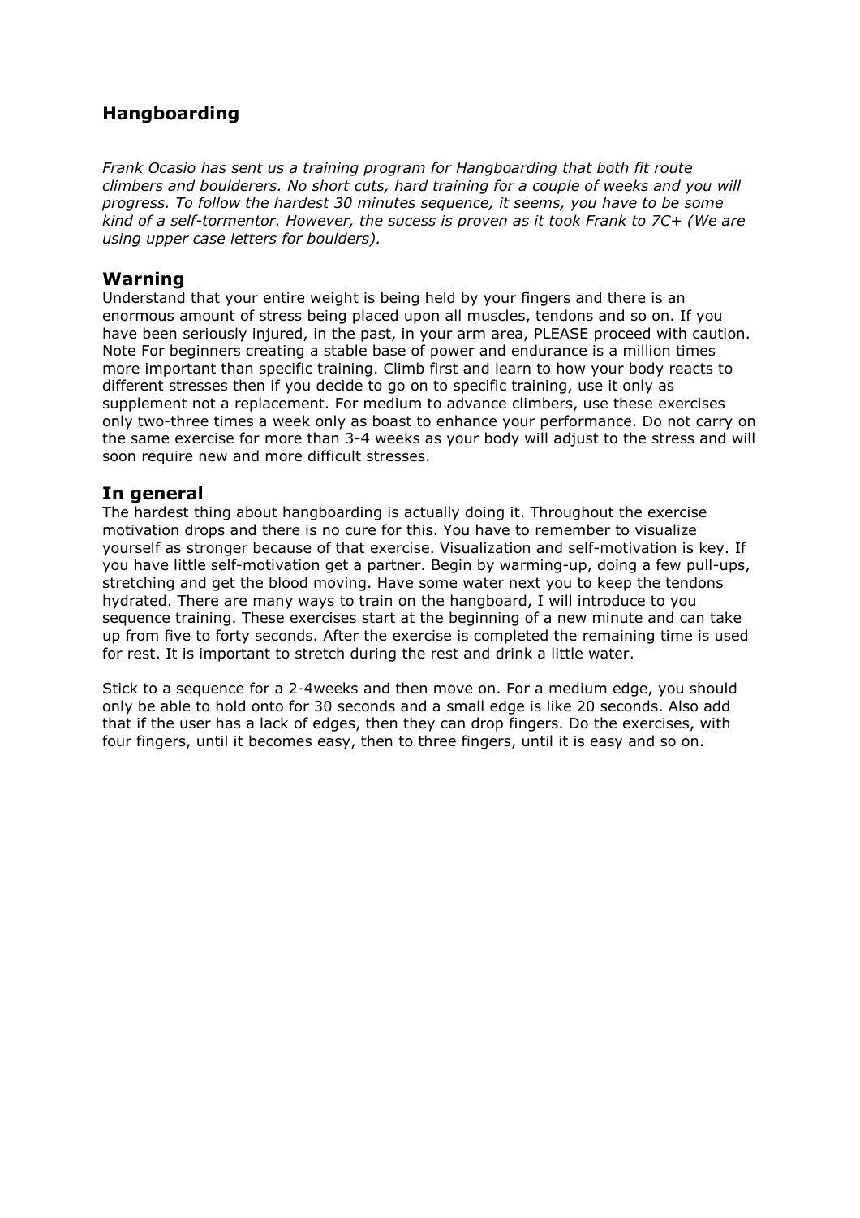## Hangboarding

*Frank Ocasio has sent us a training program for Hangboarding that both fit route climbers and boulderers. No short cuts, hard training for a couple of weeks and you will progress. To follow the hardest 30 minutes sequence, it seems, you have to be some kind of a self-tormentor. However, the sucess is proven as it took Frank to 7C+ (We are using upper case letters for boulders).*

### Warning

Understand that your entire weight is being held by your fingers and there is an enormous amount of stress being placed upon all muscles, tendons and so on. If you have been seriously injured, in the past, in your arm area, PLEASE proceed with caution. Note For beginners creating a stable base of power and endurance is a million times more important than specific training. Climb first and learn to how your body reacts to different stresses then if you decide to go on to specific training, use it only as supplement not a replacement. For medium to advance climbers, use these exercises only two-three times a week only as boast to enhance your performance. Do not carry on the same exercise for more than 3-4 weeks as your body will adjust to the stress and will soon require new and more difficult stresses.

### In general

The hardest thing about hangboarding is actually doing it. Throughout the exercise motivation drops and there is no cure for this. You have to remember to visualize yourself as stronger because of that exercise. Visualization and self-motivation is key. If you have little self-motivation get a partner. Begin by warming-up, doing a few pull-ups, stretching and get the blood moving. Have some water next you to keep the tendons hydrated. There are many ways to train on the hangboard, I will introduce to you sequence training. These exercises start at the beginning of a new minute and can take up from five to forty seconds. After the exercise is completed the remaining time is used for rest. It is important to stretch during the rest and drink a little water.

Stick to a sequence for a 2-4weeks and then move on. For a medium edge, you should only be able to hold onto for 30 seconds and a small edge is like 20 seconds. Also add that if the user has a lack of edges, then they can drop fingers. Do the exercises, with four fingers, until it becomes easy, then to three fingers, until it is easy and so on.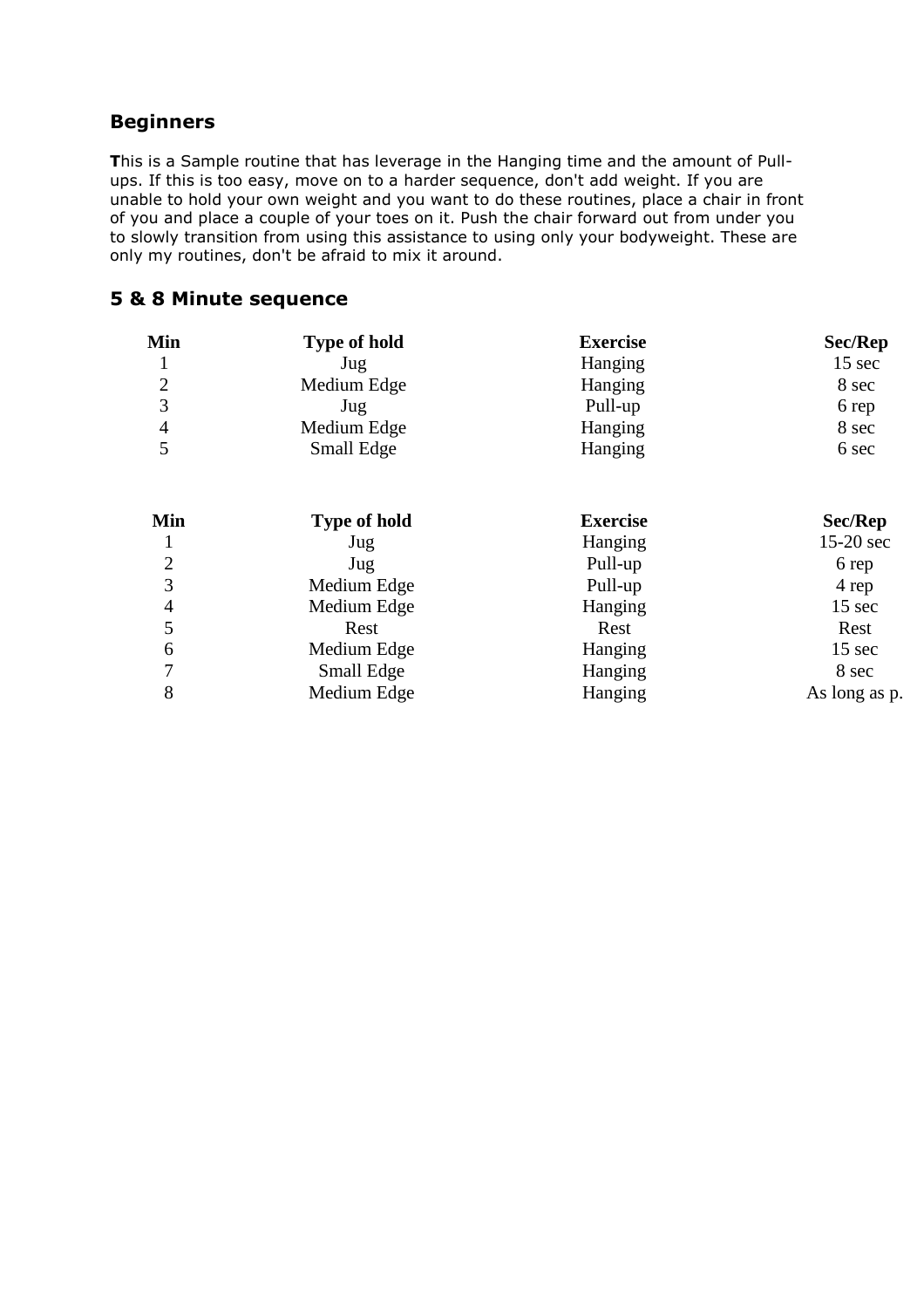## Beginners

**T**his is a Sample routine that has leverage in the Hanging time and the amount of Pull-ups. If this is too easy, move on to a harder sequence, don't add weight. If you are unable to hold your own weight and you want to do these routines, place a chair in front of you and place a couple of your toes on it. Push the chair forward out from under you to slowly transition from using this assistance to using only your bodyweight. These are only my routines, don't be afraid to mix it around.

## 5 & 8 Minute sequence

| Min | Type of hold | Exercise | Sec/Rep |
|---|---|---|---|
| 1 | Jug | Hanging | 15 sec |
| 2 | Medium Edge | Hanging | 8 sec |
| 3 | Jug | Pull-up | 6 rep |
| 4 | Medium Edge | Hanging | 8 sec |
| 5 | Small Edge | Hanging | 6 sec |

| Min | Type of hold | Exercise | Sec/Rep |
|---|---|---|---|
| 1 | Jug | Hanging | 15-20 sec |
| 2 | Jug | Pull-up | 6 rep |
| 3 | Medium Edge | Pull-up | 4 rep |
| 4 | Medium Edge | Hanging | 15 sec |
| 5 | Rest | Rest | Rest |
| 6 | Medium Edge | Hanging | 15 sec |
| 7 | Small Edge | Hanging | 8 sec |
| 8 | Medium Edge | Hanging | As long as p. |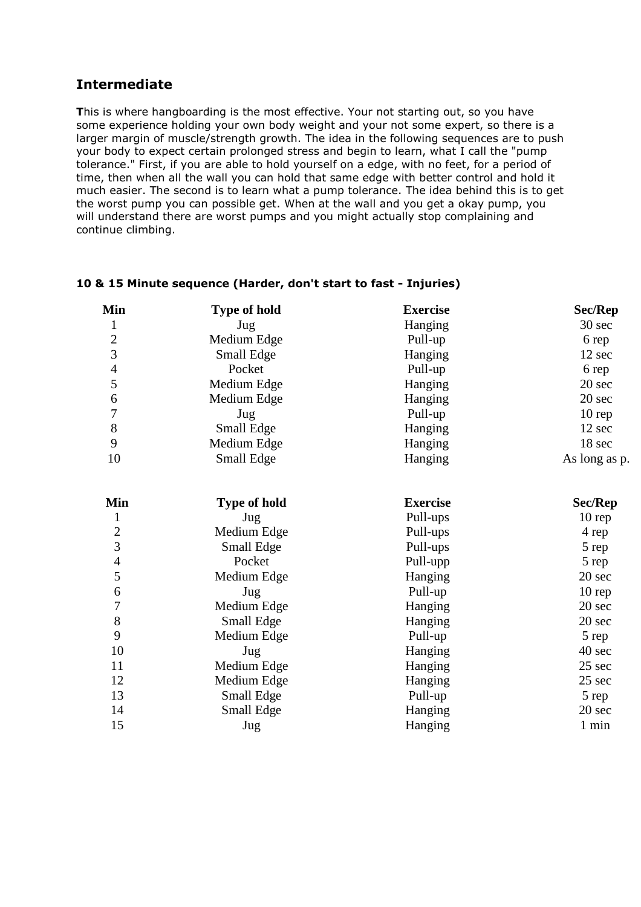## Intermediate

**T**his is where hangboarding is the most effective. Your not starting out, so you have some experience holding your own body weight and your not some expert, so there is a larger margin of muscle/strength growth. The idea in the following sequences are to push your body to expect certain prolonged stress and begin to learn, what I call the "pump tolerance." First, if you are able to hold yourself on a edge, with no feet, for a period of time, then when all the wall you can hold that same edge with better control and hold it much easier. The second is to learn what a pump tolerance. The idea behind this is to get the worst pump you can possible get. When at the wall and you get a okay pump, you will understand there are worst pumps and you might actually stop complaining and continue climbing.

**10 & 15 Minute sequence (Harder, don't start to fast - Injuries)**

| Min | Type of hold | Exercise | Sec/Rep |
|---|---|---|---|
| 1 | Jug | Hanging | 30 sec |
| 2 | Medium Edge | Pull-up | 6 rep |
| 3 | Small Edge | Hanging | 12 sec |
| 4 | Pocket | Pull-up | 6 rep |
| 5 | Medium Edge | Hanging | 20 sec |
| 6 | Medium Edge | Hanging | 20 sec |
| 7 | Jug | Pull-up | 10 rep |
| 8 | Small Edge | Hanging | 12 sec |
| 9 | Medium Edge | Hanging | 18 sec |
| 10 | Small Edge | Hanging | As long as p. |

| Min | Type of hold | Exercise | Sec/Rep |
|---|---|---|---|
| 1 | Jug | Pull-ups | 10 rep |
| 2 | Medium Edge | Pull-ups | 4 rep |
| 3 | Small Edge | Pull-ups | 5 rep |
| 4 | Pocket | Pull-upp | 5 rep |
| 5 | Medium Edge | Hanging | 20 sec |
| 6 | Jug | Pull-up | 10 rep |
| 7 | Medium Edge | Hanging | 20 sec |
| 8 | Small Edge | Hanging | 20 sec |
| 9 | Medium Edge | Pull-up | 5 rep |
| 10 | Jug | Hanging | 40 sec |
| 11 | Medium Edge | Hanging | 25 sec |
| 12 | Medium Edge | Hanging | 25 sec |
| 13 | Small Edge | Pull-up | 5 rep |
| 14 | Small Edge | Hanging | 20 sec |
| 15 | Jug | Hanging | 1 min |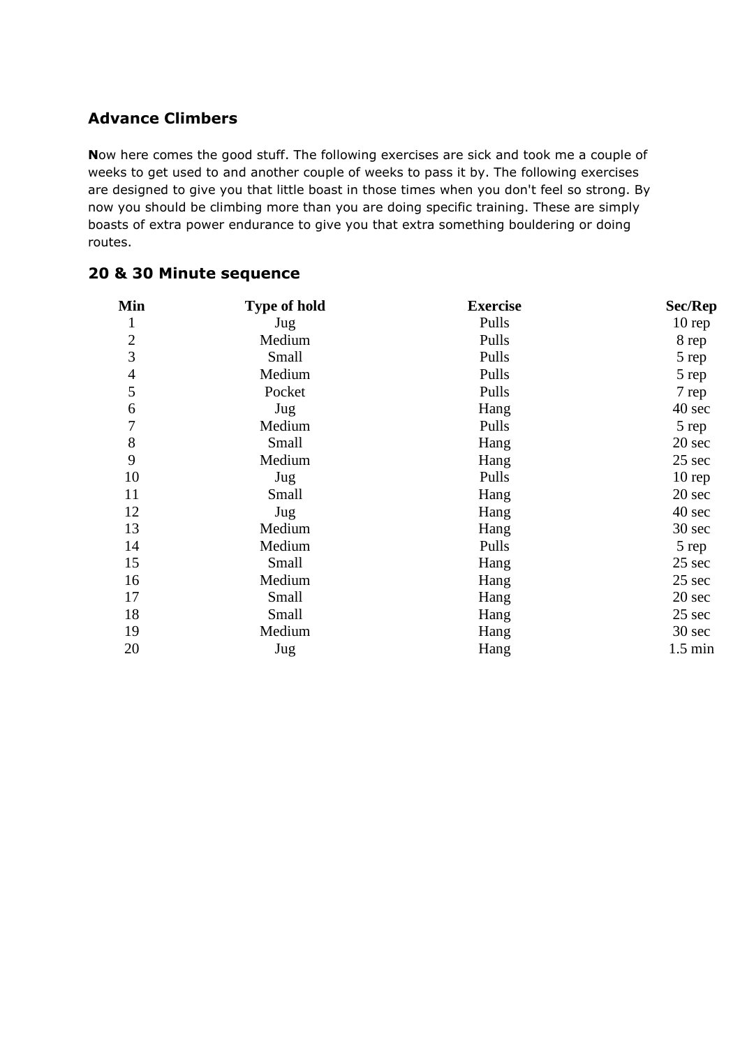## Advance Climbers

**N**ow here comes the good stuff. The following exercises are sick and took me a couple of weeks to get used to and another couple of weeks to pass it by. The following exercises are designed to give you that little boast in those times when you don't feel so strong. By now you should be climbing more than you are doing specific training. These are simply boasts of extra power endurance to give you that extra something bouldering or doing routes.

## 20 & 30 Minute sequence

| Min | Type of hold | Exercise | Sec/Rep |
|---|---|---|---|
| 1 | Jug | Pulls | 10 rep |
| 2 | Medium | Pulls | 8 rep |
| 3 | Small | Pulls | 5 rep |
| 4 | Medium | Pulls | 5 rep |
| 5 | Pocket | Pulls | 7 rep |
| 6 | Jug | Hang | 40 sec |
| 7 | Medium | Pulls | 5 rep |
| 8 | Small | Hang | 20 sec |
| 9 | Medium | Hang | 25 sec |
| 10 | Jug | Pulls | 10 rep |
| 11 | Small | Hang | 20 sec |
| 12 | Jug | Hang | 40 sec |
| 13 | Medium | Hang | 30 sec |
| 14 | Medium | Pulls | 5 rep |
| 15 | Small | Hang | 25 sec |
| 16 | Medium | Hang | 25 sec |
| 17 | Small | Hang | 20 sec |
| 18 | Small | Hang | 25 sec |
| 19 | Medium | Hang | 30 sec |
| 20 | Jug | Hang | 1.5 min |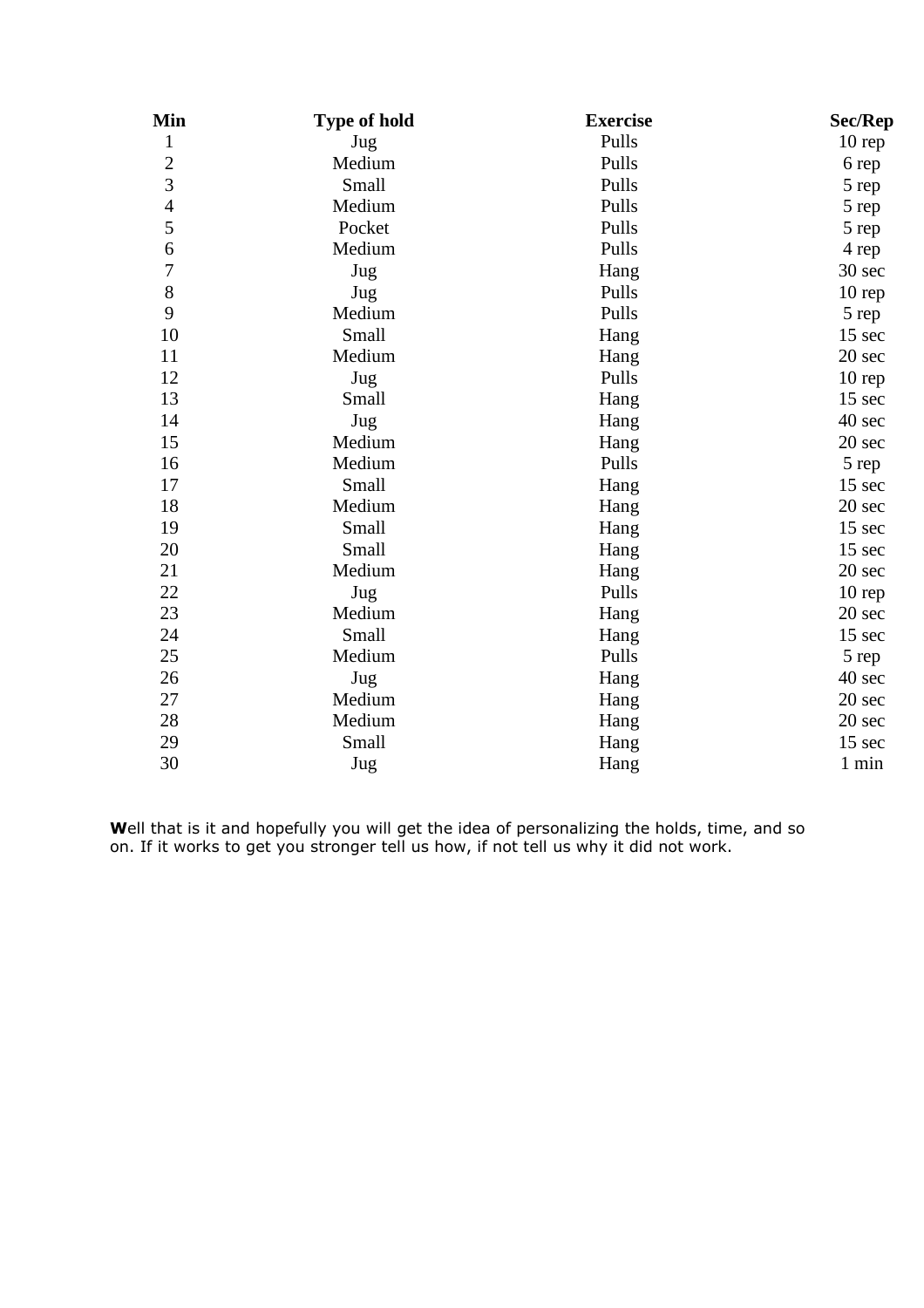| Min | Type of hold | Exercise | Sec/Rep |
|---|---|---|---|
| 1 | Jug | Pulls | 10 rep |
| 2 | Medium | Pulls | 6 rep |
| 3 | Small | Pulls | 5 rep |
| 4 | Medium | Pulls | 5 rep |
| 5 | Pocket | Pulls | 5 rep |
| 6 | Medium | Pulls | 4 rep |
| 7 | Jug | Hang | 30 sec |
| 8 | Jug | Pulls | 10 rep |
| 9 | Medium | Pulls | 5 rep |
| 10 | Small | Hang | 15 sec |
| 11 | Medium | Hang | 20 sec |
| 12 | Jug | Pulls | 10 rep |
| 13 | Small | Hang | 15 sec |
| 14 | Jug | Hang | 40 sec |
| 15 | Medium | Hang | 20 sec |
| 16 | Medium | Pulls | 5 rep |
| 17 | Small | Hang | 15 sec |
| 18 | Medium | Hang | 20 sec |
| 19 | Small | Hang | 15 sec |
| 20 | Small | Hang | 15 sec |
| 21 | Medium | Hang | 20 sec |
| 22 | Jug | Pulls | 10 rep |
| 23 | Medium | Hang | 20 sec |
| 24 | Small | Hang | 15 sec |
| 25 | Medium | Pulls | 5 rep |
| 26 | Jug | Hang | 40 sec |
| 27 | Medium | Hang | 20 sec |
| 28 | Medium | Hang | 20 sec |
| 29 | Small | Hang | 15 sec |
| 30 | Jug | Hang | 1 min |

**W**ell that is it and hopefully you will get the idea of personalizing the holds, time, and so on. If it works to get you stronger tell us how, if not tell us why it did not work.